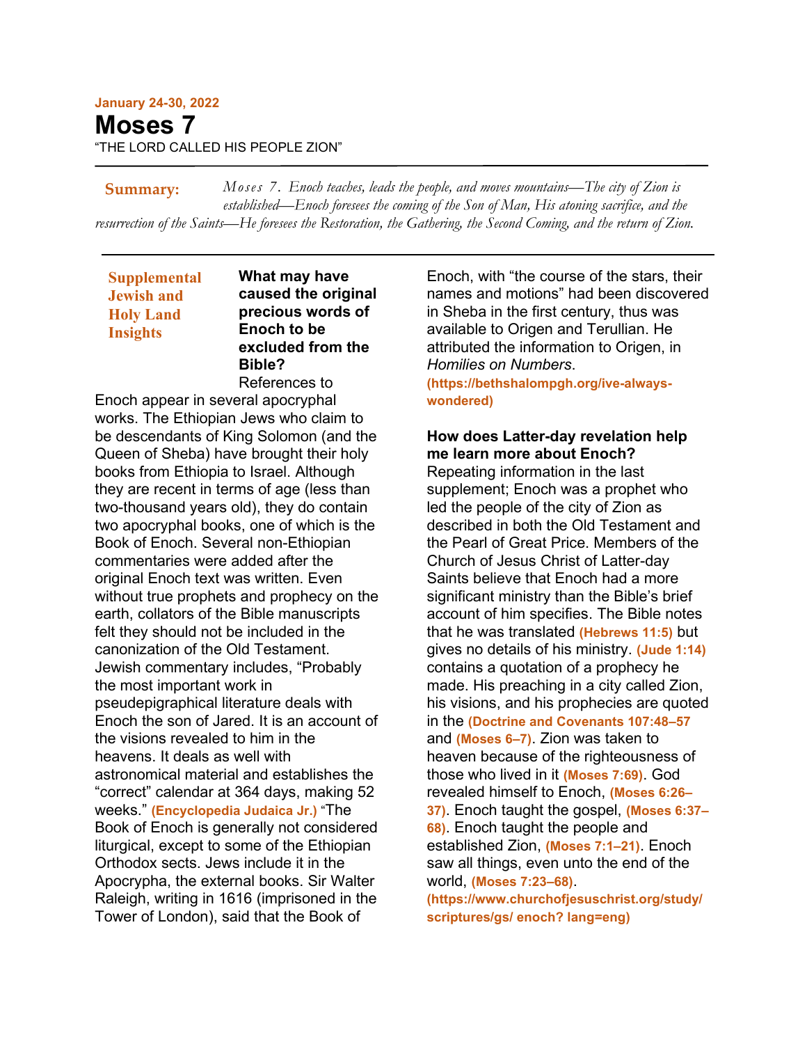**January 24-30, 2022**

# Moses 7

"THE LORD CALLED HIS PEOPLE ZION"

---

**Summary:** *Moses 7. Enoch teaches, leads the people, and moves mountains—The city of Zion is established—Enoch foresees the coming of the Son of Man, His atoning sacrifice, and the resurrection of the Saints—He foresees the Restoration, the Gathering, the Second Coming, and the return of Zion.*

---

**Supplemental Jewish and Holy Land Insights**

**What may have caused the original precious words of Enoch to be excluded from the Bible?**

References to Enoch appear in several apocryphal works. The Ethiopian Jews who claim to be descendants of King Solomon (and the Queen of Sheba) have brought their holy books from Ethiopia to Israel. Although they are recent in terms of age (less than two-thousand years old), they do contain two apocryphal books, one of which is the Book of Enoch. Several non-Ethiopian commentaries were added after the original Enoch text was written. Even without true prophets and prophecy on the earth, collators of the Bible manuscripts felt they should not be included in the canonization of the Old Testament. Jewish commentary includes, "Probably the most important work in pseudepigraphical literature deals with Enoch the son of Jared. It is an account of the visions revealed to him in the heavens. It deals as well with astronomical material and establishes the "correct" calendar at 364 days, making 52 weeks." **(Encyclopedia Judaica Jr.)** "The Book of Enoch is generally not considered liturgical, except to some of the Ethiopian Orthodox sects. Jews include it in the Apocrypha, the external books. Sir Walter Raleigh, writing in 1616 (imprisoned in the Tower of London), said that the Book of Enoch, with "the course of the stars, their names and motions" had been discovered in Sheba in the first century, thus was available to Origen and Terullian. He attributed the information to Origen, in *Homilies on Numbers*. **(https://bethshalompgh.org/ive-always-wondered)**

**How does Latter-day revelation help me learn more about Enoch?**

Repeating information in the last supplement; Enoch was a prophet who led the people of the city of Zion as described in both the Old Testament and the Pearl of Great Price. Members of the Church of Jesus Christ of Latter-day Saints believe that Enoch had a more significant ministry than the Bible's brief account of him specifies. The Bible notes that he was translated **(Hebrews 11:5)** but gives no details of his ministry. **(Jude 1:14)** contains a quotation of a prophecy he made. His preaching in a city called Zion, his visions, and his prophecies are quoted in the **(Doctrine and Covenants 107:48–57** and **(Moses 6–7)**. Zion was taken to heaven because of the righteousness of those who lived in it **(Moses 7:69)**. God revealed himself to Enoch, **(Moses 6:26–37)**. Enoch taught the gospel, **(Moses 6:37–68)**. Enoch taught the people and established Zion, **(Moses 7:1–21)**. Enoch saw all things, even unto the end of the world, **(Moses 7:23–68)**. **(https://www.churchofjesuschrist.org/study/scriptures/gs/ enoch? lang=eng)**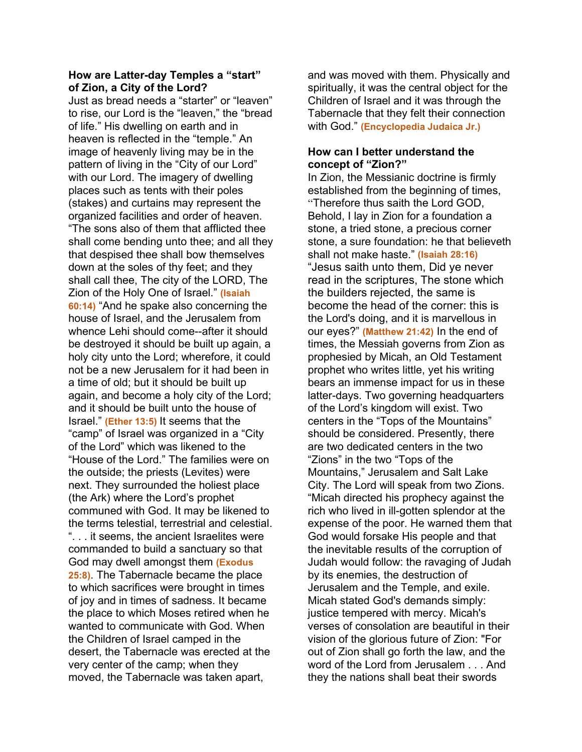**How are Latter-day Temples a "start" of Zion, a City of the Lord?**

Just as bread needs a "starter" or "leaven" to rise, our Lord is the "leaven," the "bread of life." His dwelling on earth and in heaven is reflected in the "temple." An image of heavenly living may be in the pattern of living in the "City of our Lord" with our Lord. The imagery of dwelling places such as tents with their poles (stakes) and curtains may represent the organized facilities and order of heaven. "The sons also of them that afflicted thee shall come bending unto thee; and all they that despised thee shall bow themselves down at the soles of thy feet; and they shall call thee, The city of the LORD, The Zion of the Holy One of Israel." **(Isaiah 60:14)** "And he spake also concerning the house of Israel, and the Jerusalem from whence Lehi should come--after it should be destroyed it should be built up again, a holy city unto the Lord; wherefore, it could not be a new Jerusalem for it had been in a time of old; but it should be built up again, and become a holy city of the Lord; and it should be built unto the house of Israel." **(Ether 13:5)** It seems that the "camp" of Israel was organized in a "City of the Lord" which was likened to the "House of the Lord." The families were on the outside; the priests (Levites) were next. They surrounded the holiest place (the Ark) where the Lord's prophet communed with God. It may be likened to the terms telestial, terrestrial and celestial. ". . . it seems, the ancient Israelites were commanded to build a sanctuary so that God may dwell amongst them **(Exodus 25:8)**. The Tabernacle became the place to which sacrifices were brought in times of joy and in times of sadness. It became the place to which Moses retired when he wanted to communicate with God. When the Children of Israel camped in the desert, the Tabernacle was erected at the very center of the camp; when they moved, the Tabernacle was taken apart, and was moved with them. Physically and spiritually, it was the central object for the Children of Israel and it was through the Tabernacle that they felt their connection with God." **(Encyclopedia Judaica Jr.)**

**How can I better understand the concept of "Zion?"**

In Zion, the Messianic doctrine is firmly established from the beginning of times, "Therefore thus saith the Lord GOD, Behold, I lay in Zion for a foundation a stone, a tried stone, a precious corner stone, a sure foundation: he that believeth shall not make haste." **(Isaiah 28:16)** "Jesus saith unto them, Did ye never read in the scriptures, The stone which the builders rejected, the same is become the head of the corner: this is the Lord's doing, and it is marvellous in our eyes?" **(Matthew 21:42)** In the end of times, the Messiah governs from Zion as prophesied by Micah, an Old Testament prophet who writes little, yet his writing bears an immense impact for us in these latter-days. Two governing headquarters of the Lord's kingdom will exist. Two centers in the "Tops of the Mountains" should be considered. Presently, there are two dedicated centers in the two "Zions" in the two "Tops of the Mountains," Jerusalem and Salt Lake City. The Lord will speak from two Zions. "Micah directed his prophecy against the rich who lived in ill-gotten splendor at the expense of the poor. He warned them that God would forsake His people and that the inevitable results of the corruption of Judah would follow: the ravaging of Judah by its enemies, the destruction of Jerusalem and the Temple, and exile. Micah stated God's demands simply: justice tempered with mercy. Micah's verses of consolation are beautiful in their vision of the glorious future of Zion: "For out of Zion shall go forth the law, and the word of the Lord from Jerusalem . . . And they the nations shall beat their swords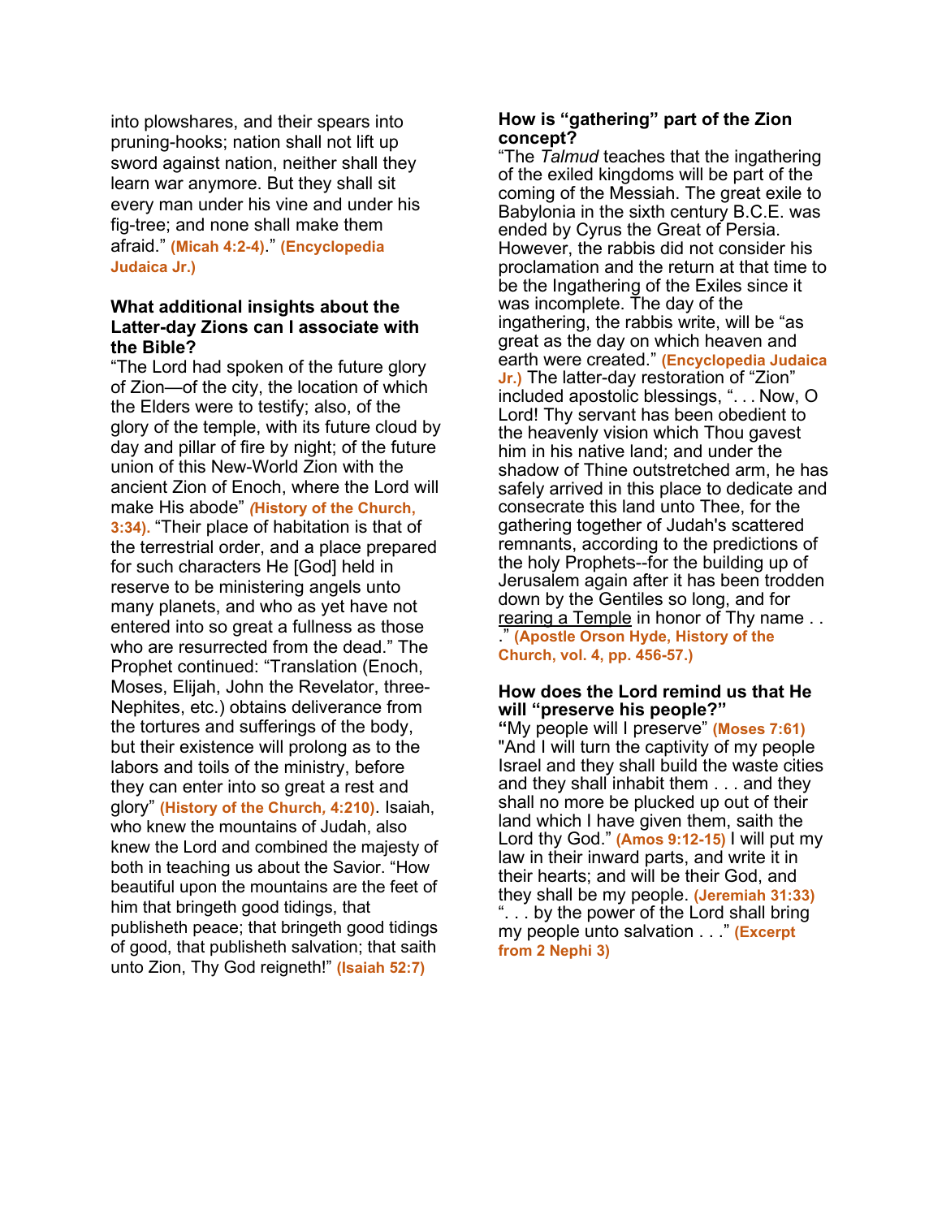into plowshares, and their spears into pruning-hooks; nation shall not lift up sword against nation, neither shall they learn war anymore. But they shall sit every man under his vine and under his fig-tree; and none shall make them afraid." **(Micah 4:2-4)**." **(Encyclopedia Judaica Jr.)**

### What additional insights about the Latter-day Zions can I associate with the Bible?

"The Lord had spoken of the future glory of Zion—of the city, the location of which the Elders were to testify; also, of the glory of the temple, with its future cloud by day and pillar of fire by night; of the future union of this New-World Zion with the ancient Zion of Enoch, where the Lord will make His abode" ***(History of the Church, 3:34).*** "Their place of habitation is that of the terrestrial order, and a place prepared for such characters He [God] held in reserve to be ministering angels unto many planets, and who as yet have not entered into so great a fullness as those who are resurrected from the dead." The Prophet continued: "Translation (Enoch, Moses, Elijah, John the Revelator, three-Nephites, etc.) obtains deliverance from the tortures and sufferings of the body, but their existence will prolong as to the labors and toils of the ministry, before they can enter into so great a rest and glory" **(History of the Church*, 4:210*)**. Isaiah, who knew the mountains of Judah, also knew the Lord and combined the majesty of both in teaching us about the Savior. "How beautiful upon the mountains are the feet of him that bringeth good tidings, that publisheth peace; that bringeth good tidings of good, that publisheth salvation; that saith unto Zion, Thy God reigneth!" **(Isaiah 52:7)**

### How is "gathering" part of the Zion concept?

"The *Talmud* teaches that the ingathering of the exiled kingdoms will be part of the coming of the Messiah. The great exile to Babylonia in the sixth century B.C.E. was ended by Cyrus the Great of Persia. However, the rabbis did not consider his proclamation and the return at that time to be the Ingathering of the Exiles since it was incomplete. The day of the ingathering, the rabbis write, will be "as great as the day on which heaven and earth were created." **(Encyclopedia Judaica Jr.)** The latter-day restoration of "Zion" included apostolic blessings, ". . . Now, O Lord! Thy servant has been obedient to the heavenly vision which Thou gavest him in his native land; and under the shadow of Thine outstretched arm, he has safely arrived in this place to dedicate and consecrate this land unto Thee, for the gathering together of Judah's scattered remnants, according to the predictions of the holy Prophets--for the building up of Jerusalem again after it has been trodden down by the Gentiles so long, and for <u>rearing a Temple</u> in honor of Thy name . . ." **(Apostle Orson Hyde, History of the Church, vol. 4, pp. 456-57.)**

### How does the Lord remind us that He will "preserve his people?"

**"**My people will I preserve" **(Moses 7:61)** "And I will turn the captivity of my people Israel and they shall build the waste cities and they shall inhabit them . . . and they shall no more be plucked up out of their land which I have given them, saith the Lord thy God." **(Amos 9:12-15)** I will put my law in their inward parts, and write it in their hearts; and will be their God, and they shall be my people. **(Jeremiah 31:33)** ". . . by the power of the Lord shall bring my people unto salvation . . ." **(Excerpt from 2 Nephi 3)**